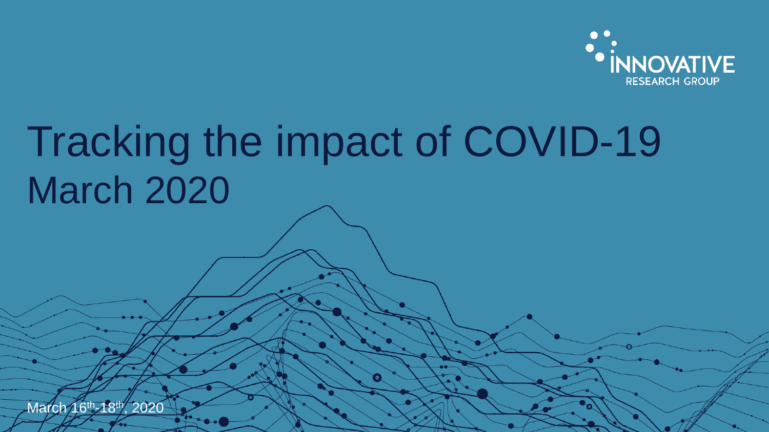INNOVATIVE RESEARCH GROUP

# Tracking the impact of COVID-19
## March 2020

March 16th-18th, 2020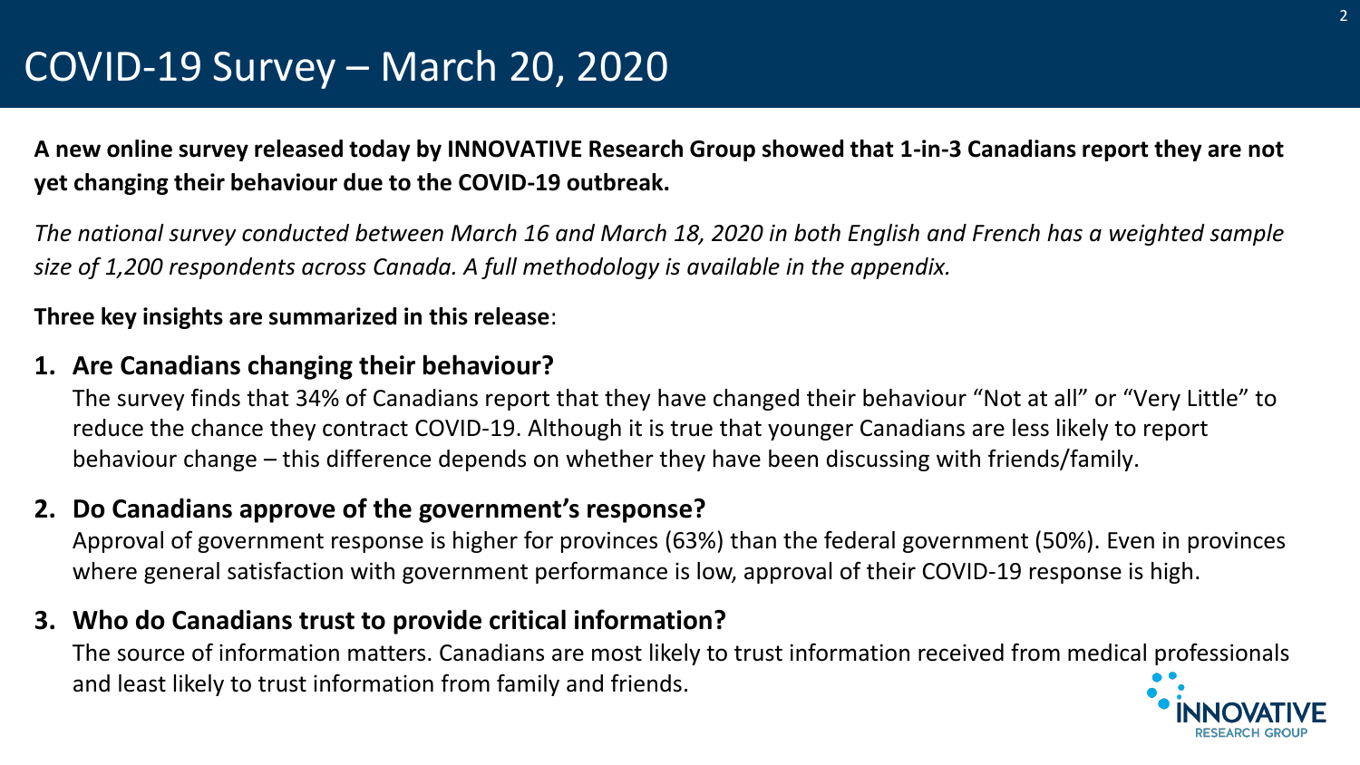# COVID-19 Survey – March 20, 2020

**A new online survey released today by INNOVATIVE Research Group showed that 1-in-3 Canadians report they are not yet changing their behaviour due to the COVID-19 outbreak.**

*The national survey conducted between March 16 and March 18, 2020 in both English and French has a weighted sample size of 1,200 respondents across Canada. A full methodology is available in the appendix.*

**Three key insights are summarized in this release**:

1. **Are Canadians changing their behaviour?**
   The survey finds that 34% of Canadians report that they have changed their behaviour "Not at all" or "Very Little" to reduce the chance they contract COVID-19. Although it is true that younger Canadians are less likely to report behaviour change – this difference depends on whether they have been discussing with friends/family.

2. **Do Canadians approve of the government's response?**
   Approval of government response is higher for provinces (63%) than the federal government (50%). Even in provinces where general satisfaction with government performance is low, approval of their COVID-19 response is high.

3. **Who do Canadians trust to provide critical information?**
   The source of information matters. Canadians are most likely to trust information received from medical professionals and least likely to trust information from family and friends.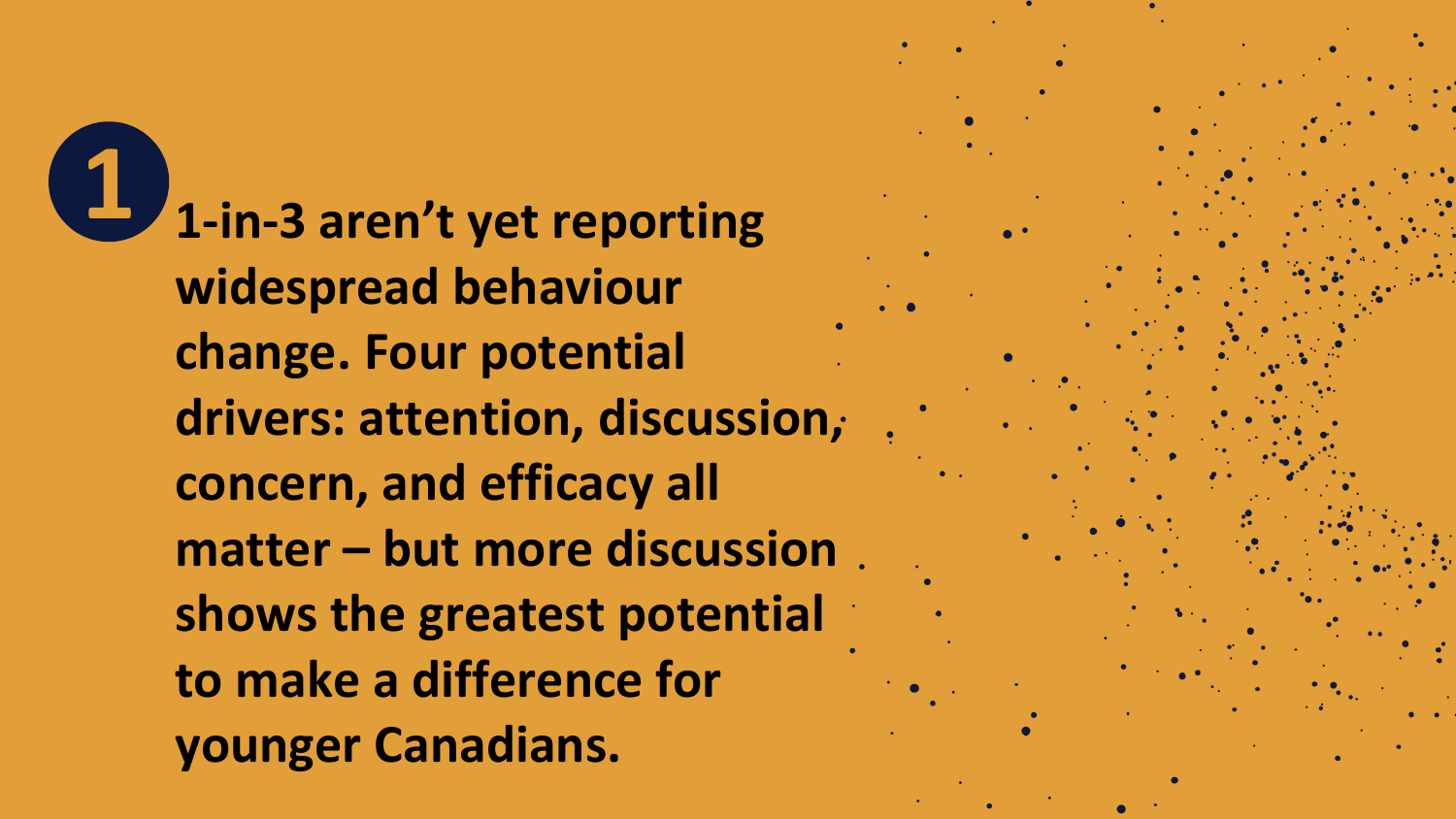**1**

**1-in-3 aren't yet reporting widespread behaviour change. Four potential drivers: attention, discussion, concern, and efficacy all matter – but more discussion shows the greatest potential to make a difference for younger Canadians.**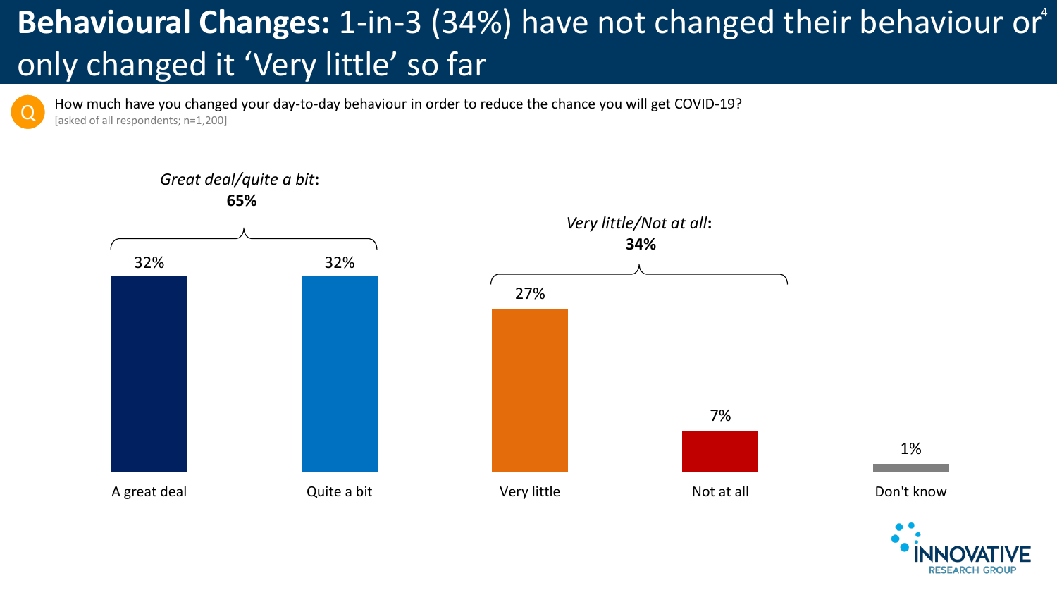# **Behavioural Changes:** 1-in-3 (34%) have not changed their behaviour or only changed it 'Very little' so far

Q: How much have you changed your day-to-day behaviour in order to reduce the chance you will get COVID-19?
[asked of all respondents; n=1,200]

*Great deal/quite a bit*: **65%**

*Very little/Not at all*: **34%**

| Response | % |
|---|---|
| A great deal | 32% |
| Quite a bit | 32% |
| Very little | 27% |
| Not at all | 7% |
| Don't know | 1% |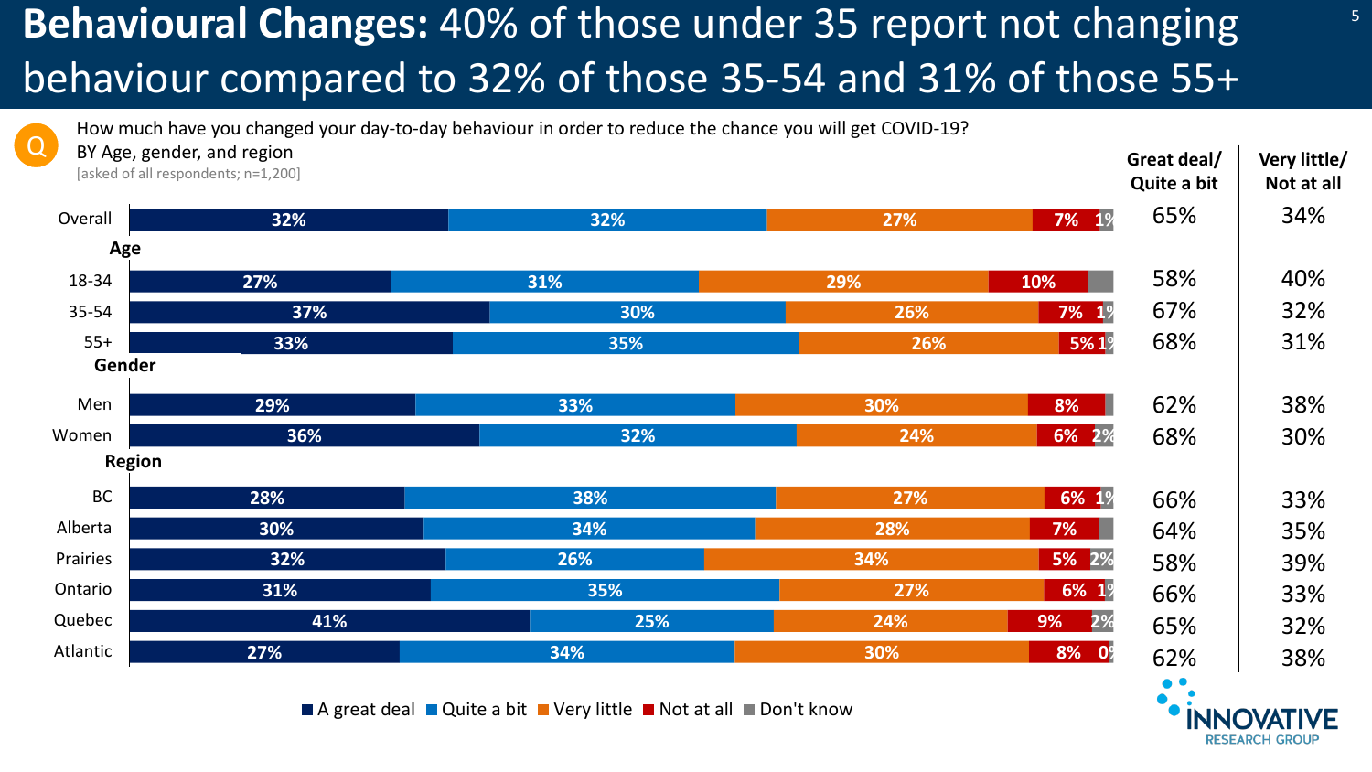# **Behavioural Changes:** 40% of those under 35 report not changing behaviour compared to 32% of those 35-54 and 31% of those 55+

How much have you changed your day-to-day behaviour in order to reduce the chance you will get COVID-19?
BY Age, gender, and region
[asked of all respondents; n=1,200]

| | A great deal | Quite a bit | Very little | Not at all | Don't know | Great deal/ Quite a bit | Very little/ Not at all |
|---|---|---|---|---|---|---|---|
| Overall | 32% | 32% | 27% | 7% | 1% | 65% | 34% |
| **Age** | | | | | | | |
| 18-34 | 27% | 31% | 29% | 10% | | 58% | 40% |
| 35-54 | 37% | 30% | 26% | 7% | 1% | 67% | 32% |
| 55+ | 33% | 35% | 26% | 5% | 1% | 68% | 31% |
| **Gender** | | | | | | | |
| Men | 29% | 33% | 30% | 8% | | 62% | 38% |
| Women | 36% | 32% | 24% | 6% | 2% | 68% | 30% |
| **Region** | | | | | | | |
| BC | 28% | 38% | 27% | 6% | 1% | 66% | 33% |
| Alberta | 30% | 34% | 28% | 7% | | 64% | 35% |
| Prairies | 32% | 26% | 34% | 5% | 2% | 58% | 39% |
| Ontario | 31% | 35% | 27% | 6% | 1% | 66% | 33% |
| Quebec | 41% | 25% | 24% | 9% | 2% | 65% | 32% |
| Atlantic | 27% | 34% | 30% | 8% | 0% | 62% | 38% |

■ A great deal ■ Quite a bit ■ Very little ■ Not at all ■ Don't know

INNOVATIVE RESEARCH GROUP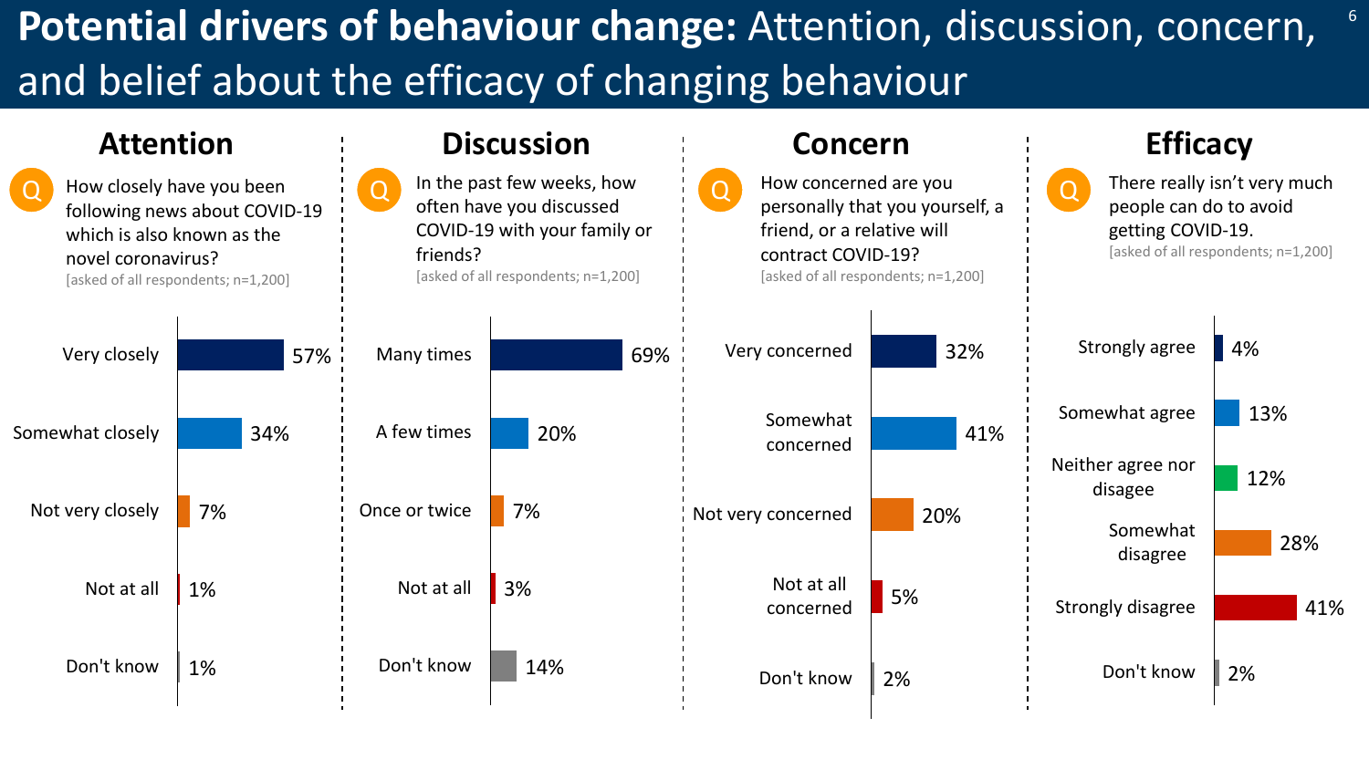# **Potential drivers of behaviour change:** Attention, discussion, concern, and belief about the efficacy of changing behaviour

## Attention

Q How closely have you been following news about COVID-19 which is also known as the novel coronavirus?

[asked of all respondents; n=1,200]

| Response | % |
|---|---|
| Very closely | 57% |
| Somewhat closely | 34% |
| Not very closely | 7% |
| Not at all | 1% |
| Don't know | 1% |

## Discussion

Q In the past few weeks, how often have you discussed COVID-19 with your family or friends?

[asked of all respondents; n=1,200]

| Response | % |
|---|---|
| Many times | 69% |
| A few times | 20% |
| Once or twice | 7% |
| Not at all | 3% |
| Don't know | 14% |

## Concern

Q How concerned are you personally that you yourself, a friend, or a relative will contract COVID-19?

[asked of all respondents; n=1,200]

| Response | % |
|---|---|
| Very concerned | 32% |
| Somewhat concerned | 41% |
| Not very concerned | 20% |
| Not at all concerned | 5% |
| Don't know | 2% |

## Efficacy

Q There really isn't very much people can do to avoid getting COVID-19.

[asked of all respondents; n=1,200]

| Response | % |
|---|---|
| Strongly agree | 4% |
| Somewhat agree | 13% |
| Neither agree nor disagee | 12% |
| Somewhat disagree | 28% |
| Strongly disagree | 41% |
| Don't know | 2% |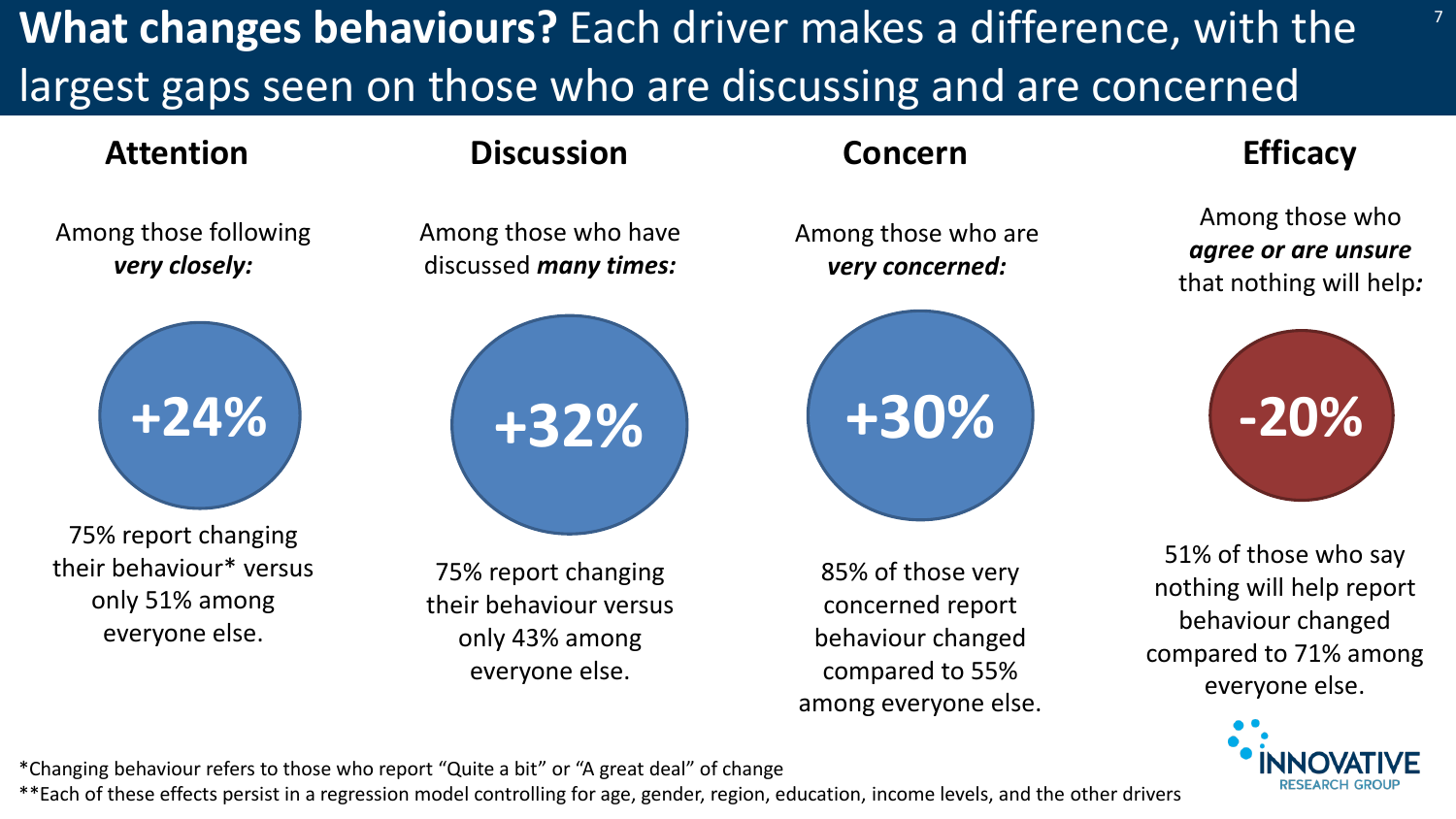# **What changes behaviours?** Each driver makes a difference, with the largest gaps seen on those who are discussing and are concerned

## Attention

Among those following ***very closely:***

**+24%**

75% report changing their behaviour* versus only 51% among everyone else.

## Discussion

Among those who have discussed ***many times:***

**+32%**

75% report changing their behaviour versus only 43% among everyone else.

## Concern

Among those who are ***very concerned:***

**+30%**

85% of those very concerned report behaviour changed compared to 55% among everyone else.

## Efficacy

Among those who ***agree or are unsure*** that nothing will help***:***

**-20%**

51% of those who say nothing will help report behaviour changed compared to 71% among everyone else.

*Changing behaviour refers to those who report "Quite a bit" or "A great deal" of change

**Each of these effects persist in a regression model controlling for age, gender, region, education, income levels, and the other drivers

INNOVATIVE RESEARCH GROUP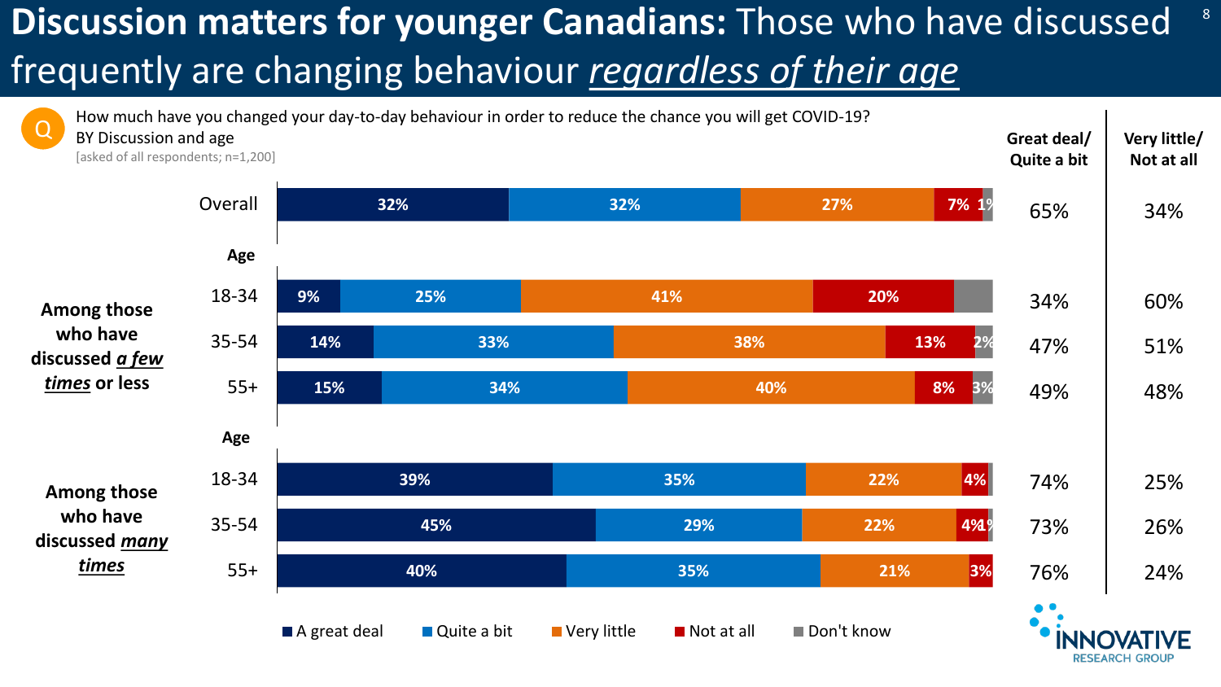# **Discussion matters for younger Canadians:** Those who have discussed frequently are changing behaviour *regardless of their age*

How much have you changed your day-to-day behaviour in order to reduce the chance you will get COVID-19?
BY Discussion and age
[asked of all respondents; n=1,200]

| | | A great deal | Quite a bit | Very little | Not at all | Don't know | Great deal/ Quite a bit | Very little/ Not at all |
|---|---|---|---|---|---|---|---|---|
| Overall | | 32% | 32% | 27% | 7% | 1% | 65% | 34% |
| **Among those who have discussed *a few times* or less** | 18-34 | 9% | 25% | 41% | 20% | | 34% | 60% |
| | 35-54 | 14% | 33% | 38% | 13% | 2% | 47% | 51% |
| | 55+ | 15% | 34% | 40% | 8% | 3% | 49% | 48% |
| **Among those who have discussed *many times*** | 18-34 | 39% | 35% | 22% | 4% | | 74% | 25% |
| | 35-54 | 45% | 29% | 22% | 4% | 1% | 73% | 26% |
| | 55+ | 40% | 35% | 21% | 3% | | 76% | 24% |

INNOVATIVE RESEARCH GROUP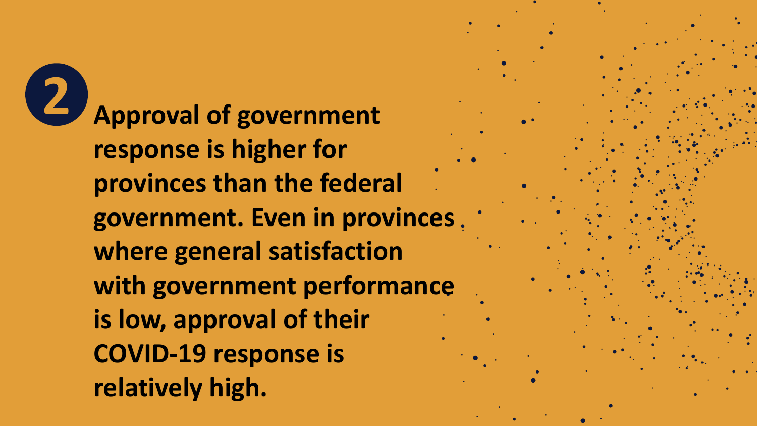**2** **Approval of government response is higher for provinces than the federal government. Even in provinces where general satisfaction with government performance is low, approval of their COVID-19 response is relatively high.**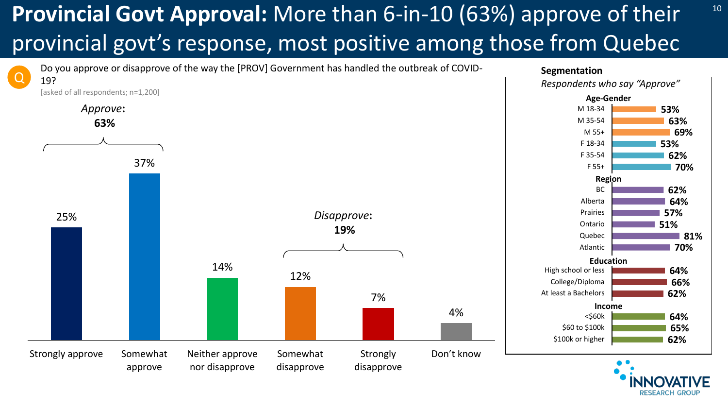# **Provincial Govt Approval:** More than 6-in-10 (63%) approve of their provincial govt's response, most positive among those from Quebec

Q: Do you approve or disapprove of the way the [PROV] Government has handled the outbreak of COVID-19?

[asked of all respondents; n=1,200]

*Approve*: **63%**

*Disapprove*: **19%**

| Response | % |
|---|---|
| Strongly approve | 25% |
| Somewhat approve | 37% |
| Neither approve nor disapprove | 14% |
| Somewhat disapprove | 12% |
| Strongly disapprove | 7% |
| Don't know | 4% |

**Segmentation**

*Respondents who say "Approve"*

| Segment | Approve |
|---|---|
| **Age-Gender** | |
| M 18-34 | 53% |
| M 35-54 | 63% |
| M 55+ | 69% |
| F 18-34 | 53% |
| F 35-54 | 62% |
| F 55+ | 70% |
| **Region** | |
| BC | 62% |
| Alberta | 64% |
| Prairies | 57% |
| Ontario | 51% |
| Quebec | 81% |
| Atlantic | 70% |
| **Education** | |
| High school or less | 64% |
| College/Diploma | 66% |
| At least a Bachelors | 62% |
| **Income** | |
| <$60k | 64% |
| $60 to $100k | 65% |
| $100k or higher | 62% |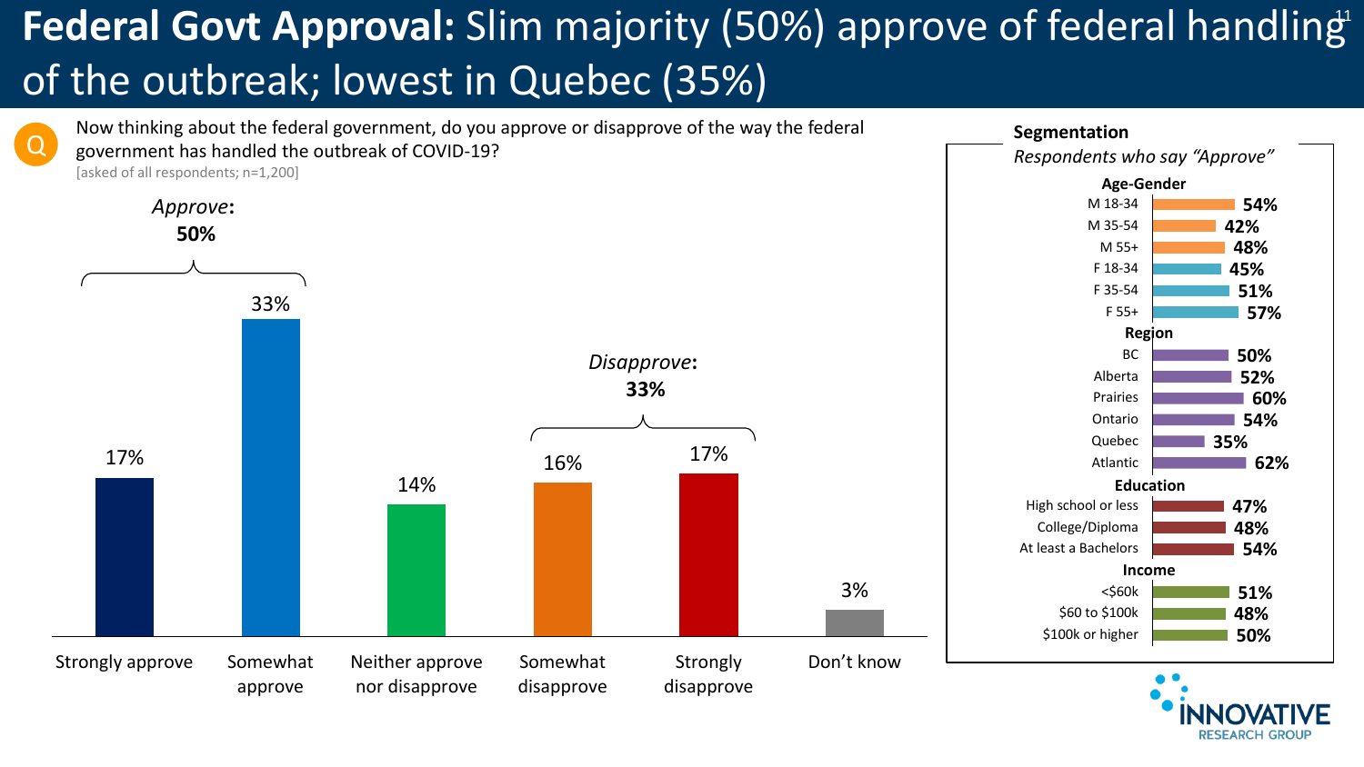# **Federal Govt Approval:** Slim majority (50%) approve of federal handling of the outbreak; lowest in Quebec (35%)

Q: Now thinking about the federal government, do you approve or disapprove of the way the federal government has handled the outbreak of COVID-19?
[asked of all respondents; n=1,200]

*Approve*: **50%**

*Disapprove*: **33%**

| Response | % |
|---|---|
| Strongly approve | 17% |
| Somewhat approve | 33% |
| Neither approve nor disapprove | 14% |
| Somewhat disapprove | 16% |
| Strongly disapprove | 17% |
| Don't know | 3% |

**Segmentation**

*Respondents who say "Approve"*

| Segment | Approve |
|---|---|
| **Age-Gender** | |
| M 18-34 | 54% |
| M 35-54 | 42% |
| M 55+ | 48% |
| F 18-34 | 45% |
| F 35-54 | 51% |
| F 55+ | 57% |
| **Region** | |
| BC | 50% |
| Alberta | 52% |
| Prairies | 60% |
| Ontario | 54% |
| Quebec | 35% |
| Atlantic | 62% |
| **Education** | |
| High school or less | 47% |
| College/Diploma | 48% |
| At least a Bachelors | 54% |
| **Income** | |
| <$60k | 51% |
| $60 to $100k | 48% |
| $100k or higher | 50% |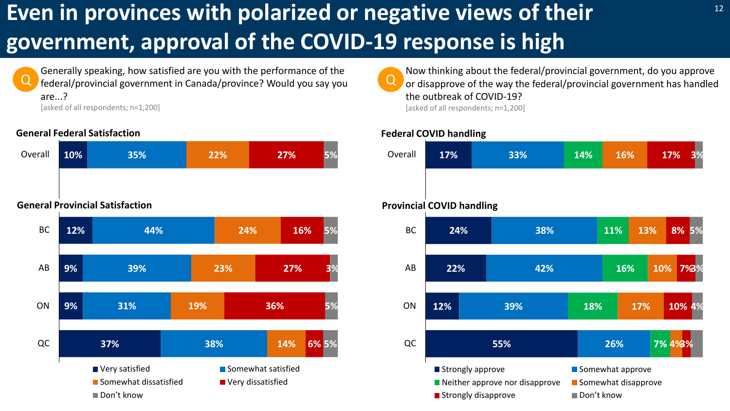# Even in provinces with polarized or negative views of their government, approval of the COVID-19 response is high

**Q** Generally speaking, how satisfied are you with the performance of the federal/provincial government in Canada/province? Would you say you are...?
[asked of all respondents; n=1,200]

### General Federal Satisfaction

| | Very satisfied | Somewhat satisfied | Somewhat dissatisfied | Very dissatisfied | Don't know |
|---|---|---|---|---|---|
| Overall | 10% | 35% | 22% | 27% | 5% |

### General Provincial Satisfaction

| | Very satisfied | Somewhat satisfied | Somewhat dissatisfied | Very dissatisfied | Don't know |
|---|---|---|---|---|---|
| BC | 12% | 44% | 24% | 16% | 5% |
| AB | 9% | 39% | 23% | 27% | 3% |
| ON | 9% | 31% | 19% | 36% | 5% |
| QC | 37% | 38% | 14% | 6% | 5% |

**Q** Now thinking about the federal/provincial government, do you approve or disapprove of the way the federal/provincial government has handled the outbreak of COVID-19?
[asked of all respondents; n=1,200]

### Federal COVID handling

| | Strongly approve | Somewhat approve | Neither approve nor disapprove | Somewhat disapprove | Strongly disapprove | Don't know |
|---|---|---|---|---|---|---|
| Overall | 17% | 33% | 14% | 16% | 17% | 3% |

### Provincial COVID handling

| | Strongly approve | Somewhat approve | Neither approve nor disapprove | Somewhat disapprove | Strongly disapprove | Don't know |
|---|---|---|---|---|---|---|
| BC | 24% | 38% | 11% | 13% | 8% | 5% |
| AB | 22% | 42% | 16% | 10% | 7% | 3% |
| ON | 12% | 39% | 18% | 17% | 10% | 4% |
| QC | 55% | 26% | 7% | 4% | 3% | |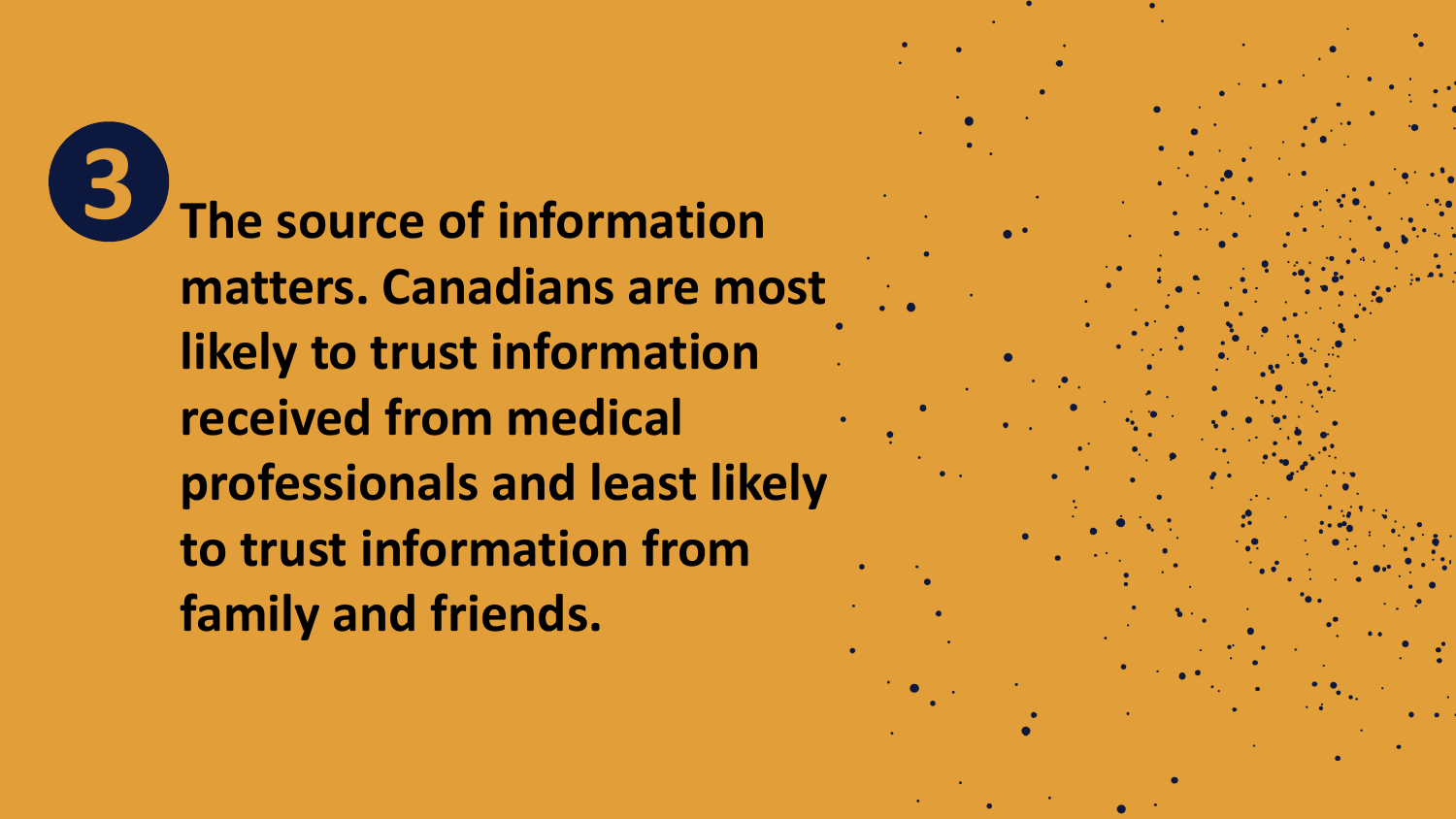**3** **The source of information matters. Canadians are most likely to trust information received from medical professionals and least likely to trust information from family and friends.**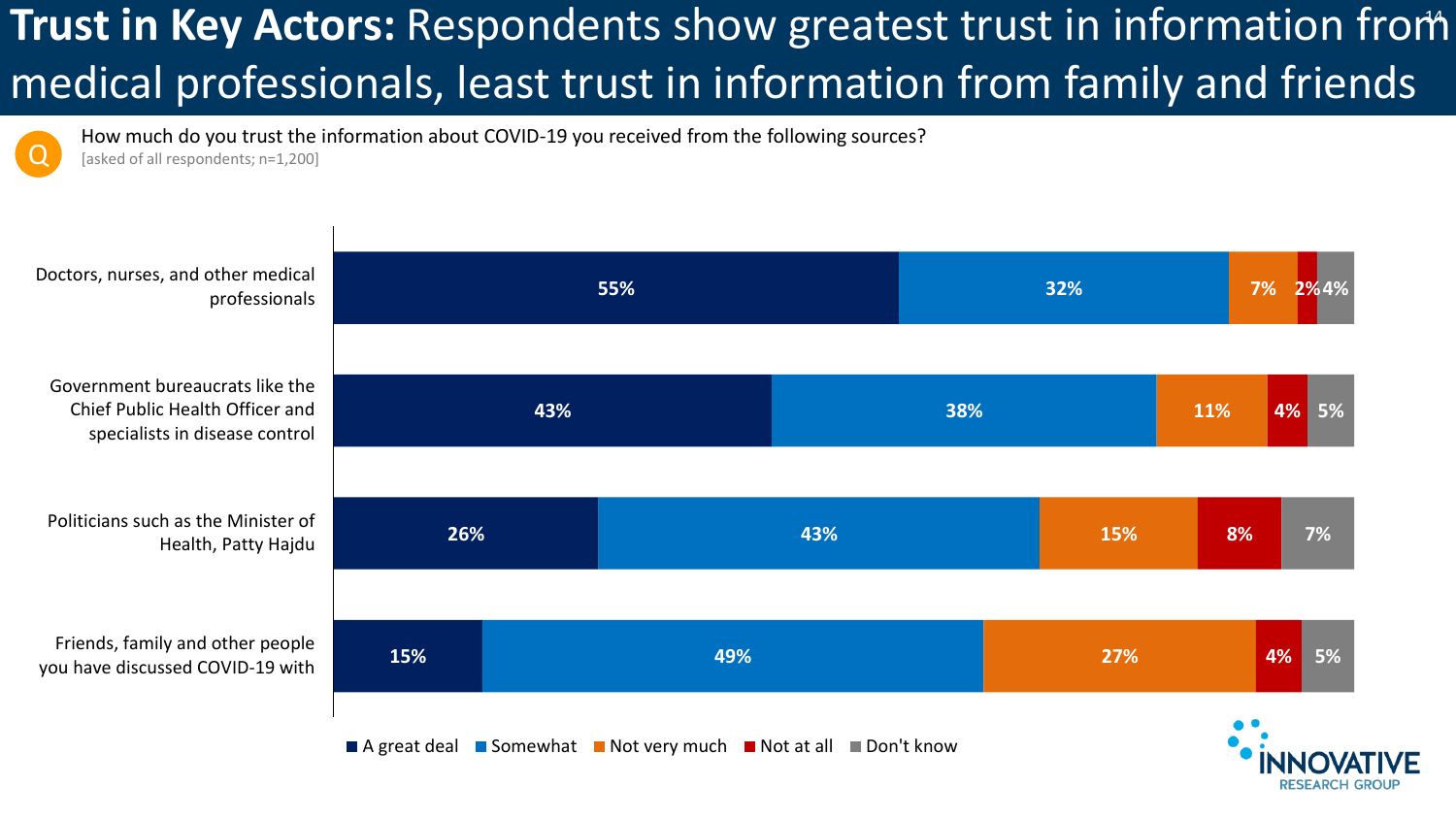# **Trust in Key Actors:** Respondents show greatest trust in information from medical professionals, least trust in information from family and friends

How much do you trust the information about COVID-19 you received from the following sources?

[asked of all respondents; n=1,200]

| | A great deal | Somewhat | Not very much | Not at all | Don't know |
|---|---|---|---|---|---|
| Doctors, nurses, and other medical professionals | 55% | 32% | 7% | 2% | 4% |
| Government bureaucrats like the Chief Public Health Officer and specialists in disease control | 43% | 38% | 11% | 4% | 5% |
| Politicians such as the Minister of Health, Patty Hajdu | 26% | 43% | 15% | 8% | 7% |
| Friends, family and other people you have discussed COVID-19 with | 15% | 49% | 27% | 4% | 5% |

INNOVATIVE RESEARCH GROUP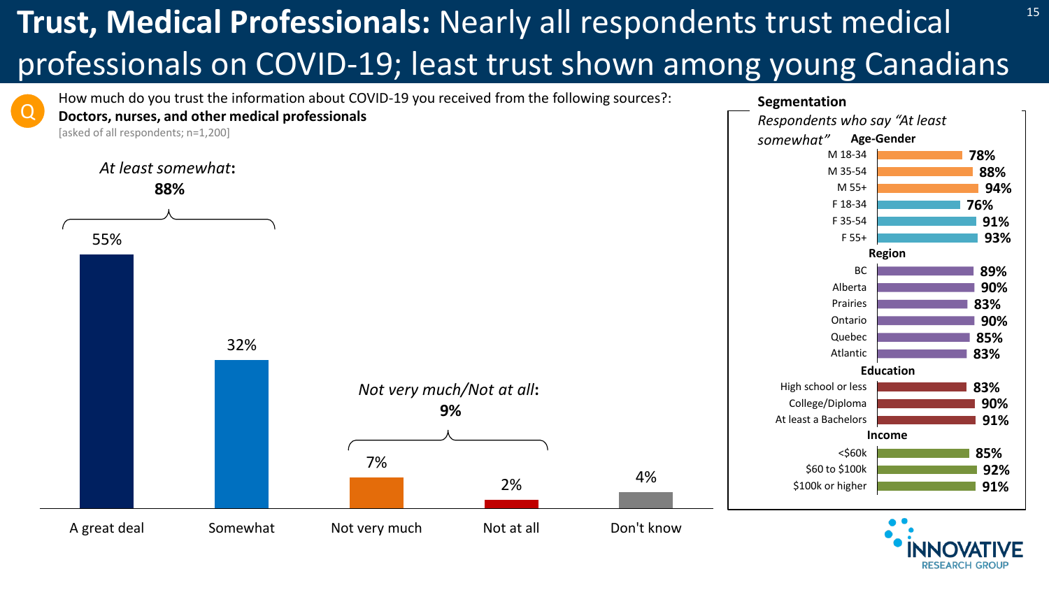# **Trust, Medical Professionals:** Nearly all respondents trust medical professionals on COVID-19; least trust shown among young Canadians

Q How much do you trust the information about COVID-19 you received from the following sources?: **Doctors, nurses, and other medical professionals**

[asked of all respondents; n=1,200]

*At least somewhat*: **88%**

*Not very much/Not at all*: **9%**

| Response | % |
|---|---|
| A great deal | 55% |
| Somewhat | 32% |
| Not very much | 7% |
| Not at all | 2% |
| Don't know | 4% |

**Segmentation**

*Respondents who say "At least somewhat"*

| Segment | % |
|---|---|
| **Age-Gender** | |
| M 18-34 | 78% |
| M 35-54 | 88% |
| M 55+ | 94% |
| F 18-34 | 76% |
| F 35-54 | 91% |
| F 55+ | 93% |
| **Region** | |
| BC | 89% |
| Alberta | 90% |
| Prairies | 83% |
| Ontario | 90% |
| Quebec | 85% |
| Atlantic | 83% |
| **Education** | |
| High school or less | 83% |
| College/Diploma | 90% |
| At least a Bachelors | 91% |
| **Income** | |
| <$60k | 85% |
| $60 to $100k | 92% |
| $100k or higher | 91% |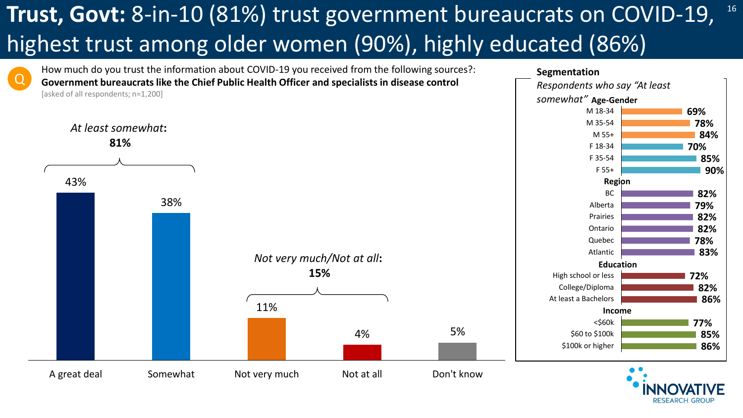# **Trust, Govt:** 8-in-10 (81%) trust government bureaucrats on COVID-19, highest trust among older women (90%), highly educated (86%)

How much do you trust the information about COVID-19 you received from the following sources?: **Government bureaucrats like the Chief Public Health Officer and specialists in disease control**

[asked of all respondents; n=1,200]

*At least somewhat*: **81%**

*Not very much/Not at all*: **15%**

| Response | % |
|---|---|
| A great deal | 43% |
| Somewhat | 38% |
| Not very much | 11% |
| Not at all | 4% |
| Don't know | 5% |

**Segmentation**

*Respondents who say "At least somewhat"*

| Segment | % |
|---|---|
| **Age-Gender** | |
| M 18-34 | 69% |
| M 35-54 | 78% |
| M 55+ | 84% |
| F 18-34 | 70% |
| F 35-54 | 85% |
| F 55+ | 90% |
| **Region** | |
| BC | 82% |
| Alberta | 79% |
| Prairies | 82% |
| Ontario | 82% |
| Quebec | 78% |
| Atlantic | 83% |
| **Education** | |
| High school or less | 72% |
| College/Diploma | 82% |
| At least a Bachelors | 86% |
| **Income** | |
| <$60k | 77% |
| $60 to $100k | 85% |
| $100k or higher | 86% |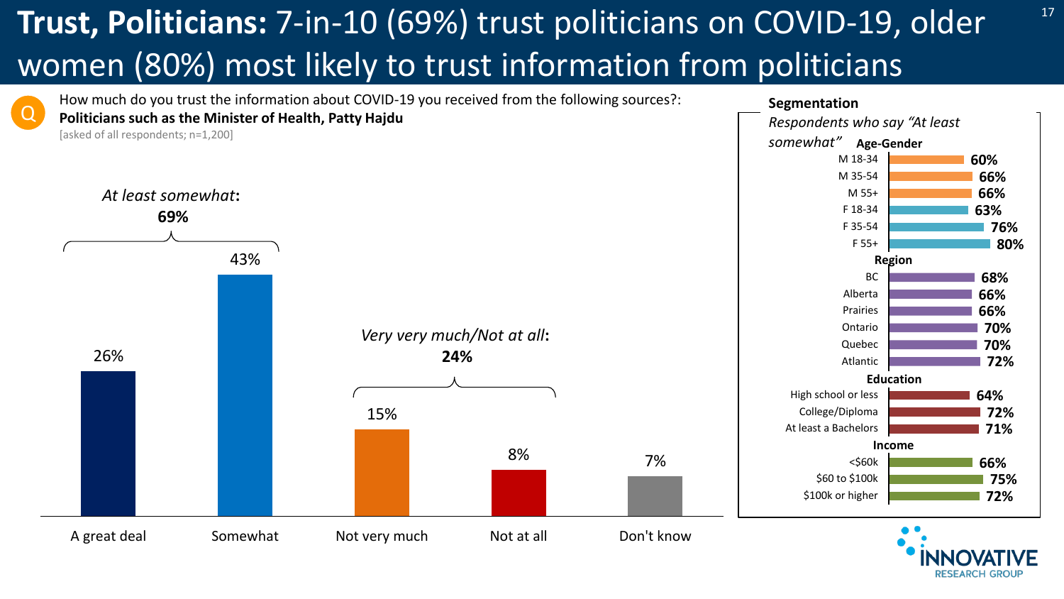# **Trust, Politicians:** 7-in-10 (69%) trust politicians on COVID-19, older women (80%) most likely to trust information from politicians

Q How much do you trust the information about COVID-19 you received from the following sources?: **Politicians such as the Minister of Health, Patty Hajdu**

[asked of all respondents; n=1,200]

*At least somewhat*: **69%**

*Very very much/Not at all*: **24%**

| Response | % |
|---|---|
| A great deal | 26% |
| Somewhat | 43% |
| Not very much | 15% |
| Not at all | 8% |
| Don't know | 7% |

**Segmentation**

*Respondents who say "At least somewhat"*

| Segment | % |
|---|---|
| **Age-Gender** | |
| M 18-34 | 60% |
| M 35-54 | 66% |
| M 55+ | 66% |
| F 18-34 | 63% |
| F 35-54 | 76% |
| F 55+ | 80% |
| **Region** | |
| BC | 68% |
| Alberta | 66% |
| Prairies | 66% |
| Ontario | 70% |
| Quebec | 70% |
| Atlantic | 72% |
| **Education** | |
| High school or less | 64% |
| College/Diploma | 72% |
| At least a Bachelors | 71% |
| **Income** | |
| <$60k | 66% |
| $60 to $100k | 75% |
| $100k or higher | 72% |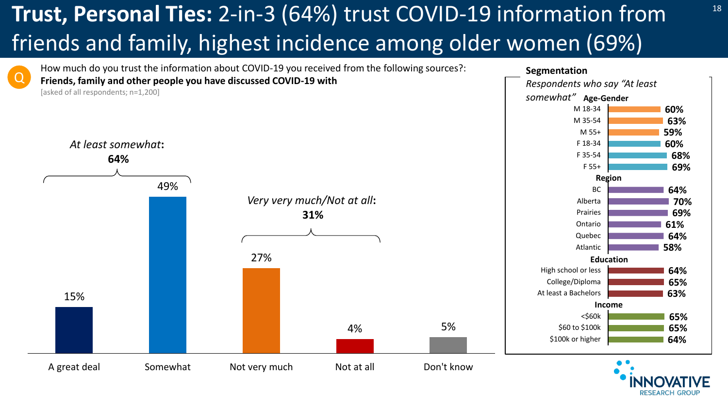# **Trust, Personal Ties:** 2-in-3 (64%) trust COVID-19 information from friends and family, highest incidence among older women (69%)

How much do you trust the information about COVID-19 you received from the following sources?: **Friends, family and other people you have discussed COVID-19 with**

[asked of all respondents; n=1,200]

*At least somewhat*: **64%**

*Very very much/Not at all*: **31%**

| Response | % |
|---|---|
| A great deal | 15% |
| Somewhat | 49% |
| Not very much | 27% |
| Not at all | 4% |
| Don't know | 5% |

**Segmentation**

*Respondents who say "At least somewhat"*

| Segment | % |
|---|---|
| **Age-Gender** | |
| M 18-34 | 60% |
| M 35-54 | 63% |
| M 55+ | 59% |
| F 18-34 | 60% |
| F 35-54 | 68% |
| F 55+ | 69% |
| **Region** | |
| BC | 64% |
| Alberta | 70% |
| Prairies | 69% |
| Ontario | 61% |
| Quebec | 64% |
| Atlantic | 58% |
| **Education** | |
| High school or less | 64% |
| College/Diploma | 65% |
| At least a Bachelors | 63% |
| **Income** | |
| <$60k | 65% |
| $60 to $100k | 65% |
| $100k or higher | 64% |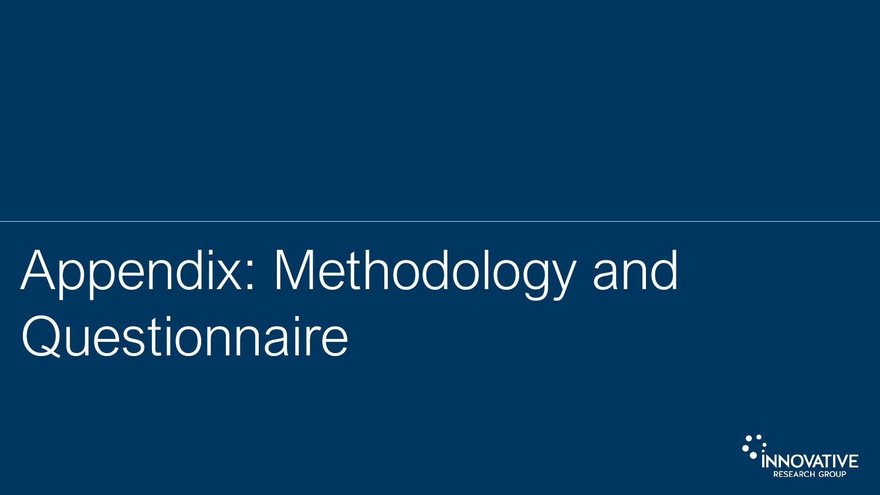# Appendix: Methodology and Questionnaire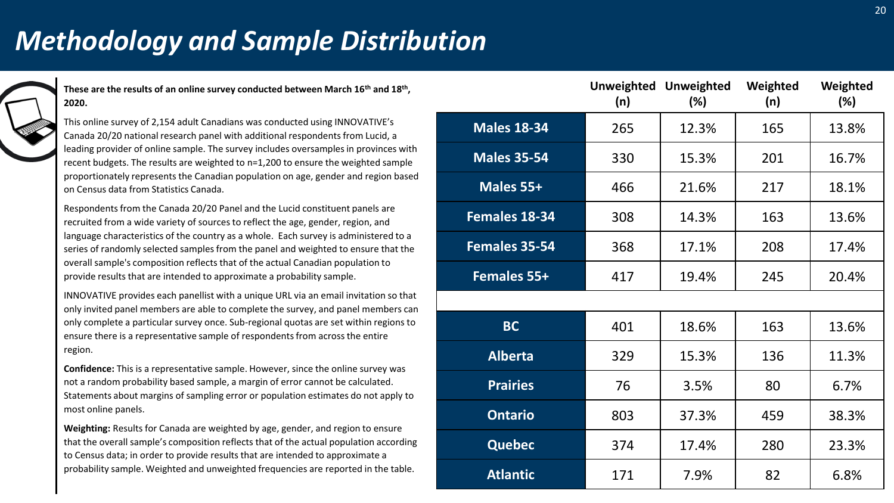# *Methodology and Sample Distribution*

**These are the results of an online survey conducted between March 16th and 18th, 2020.**

This online survey of 2,154 adult Canadians was conducted using INNOVATIVE's Canada 20/20 national research panel with additional respondents from Lucid, a leading provider of online sample. The survey includes oversamples in provinces with recent budgets. The results are weighted to n=1,200 to ensure the weighted sample proportionately represents the Canadian population on age, gender and region based on Census data from Statistics Canada.

Respondents from the Canada 20/20 Panel and the Lucid constituent panels are recruited from a wide variety of sources to reflect the age, gender, region, and language characteristics of the country as a whole. Each survey is administered to a series of randomly selected samples from the panel and weighted to ensure that the overall sample's composition reflects that of the actual Canadian population to provide results that are intended to approximate a probability sample.

INNOVATIVE provides each panellist with a unique URL via an email invitation so that only invited panel members are able to complete the survey, and panel members can only complete a particular survey once. Sub-regional quotas are set within regions to ensure there is a representative sample of respondents from across the entire region.

**Confidence:** This is a representative sample. However, since the online survey was not a random probability based sample, a margin of error cannot be calculated. Statements about margins of sampling error or population estimates do not apply to most online panels.

**Weighting:** Results for Canada are weighted by age, gender, and region to ensure that the overall sample's composition reflects that of the actual population according to Census data; in order to provide results that are intended to approximate a probability sample. Weighted and unweighted frequencies are reported in the table.

| | Unweighted (n) | Unweighted (%) | Weighted (n) | Weighted (%) |
|---|---|---|---|---|
| **Males 18-34** | 265 | 12.3% | 165 | 13.8% |
| **Males 35-54** | 330 | 15.3% | 201 | 16.7% |
| **Males 55+** | 466 | 21.6% | 217 | 18.1% |
| **Females 18-34** | 308 | 14.3% | 163 | 13.6% |
| **Females 35-54** | 368 | 17.1% | 208 | 17.4% |
| **Females 55+** | 417 | 19.4% | 245 | 20.4% |
| | | | | |
| **BC** | 401 | 18.6% | 163 | 13.6% |
| **Alberta** | 329 | 15.3% | 136 | 11.3% |
| **Prairies** | 76 | 3.5% | 80 | 6.7% |
| **Ontario** | 803 | 37.3% | 459 | 38.3% |
| **Quebec** | 374 | 17.4% | 280 | 23.3% |
| **Atlantic** | 171 | 7.9% | 82 | 6.8% |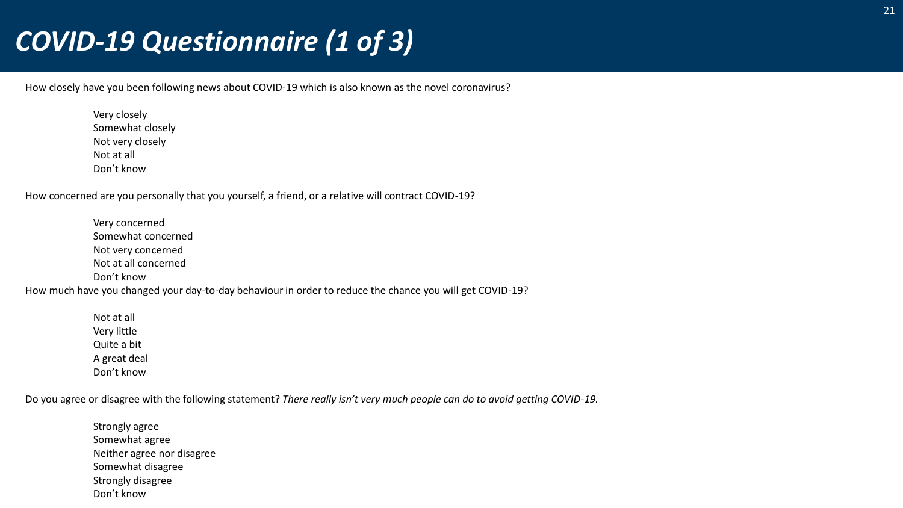# *COVID-19 Questionnaire (1 of 3)*

How closely have you been following news about COVID-19 which is also known as the novel coronavirus?

- Very closely
- Somewhat closely
- Not very closely
- Not at all
- Don't know

How concerned are you personally that you yourself, a friend, or a relative will contract COVID-19?

- Very concerned
- Somewhat concerned
- Not very concerned
- Not at all concerned
- Don't know

How much have you changed your day-to-day behaviour in order to reduce the chance you will get COVID-19?

- Not at all
- Very little
- Quite a bit
- A great deal
- Don't know

Do you agree or disagree with the following statement? *There really isn't very much people can do to avoid getting COVID-19.*

- Strongly agree
- Somewhat agree
- Neither agree nor disagree
- Somewhat disagree
- Strongly disagree
- Don't know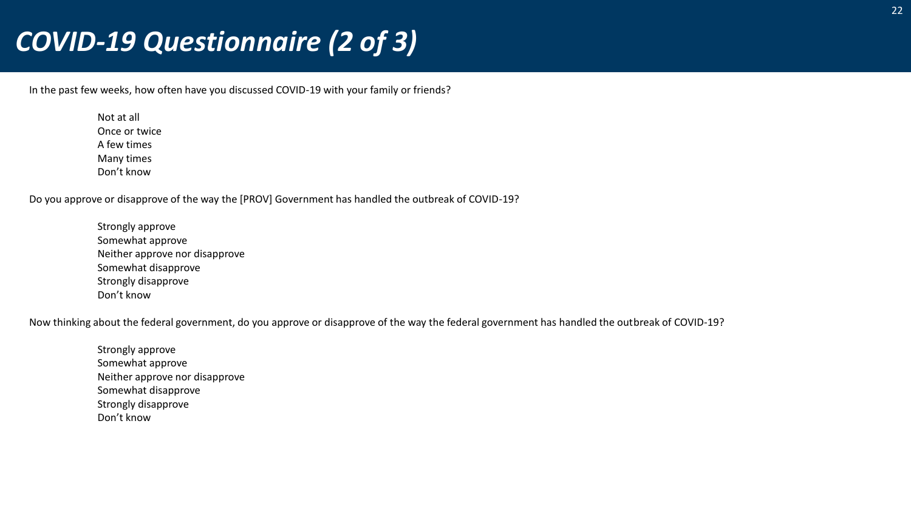# *COVID-19 Questionnaire (2 of 3)*

In the past few weeks, how often have you discussed COVID-19 with your family or friends?

- Not at all
- Once or twice
- A few times
- Many times
- Don't know

Do you approve or disapprove of the way the [PROV] Government has handled the outbreak of COVID-19?

- Strongly approve
- Somewhat approve
- Neither approve nor disapprove
- Somewhat disapprove
- Strongly disapprove
- Don't know

Now thinking about the federal government, do you approve or disapprove of the way the federal government has handled the outbreak of COVID-19?

- Strongly approve
- Somewhat approve
- Neither approve nor disapprove
- Somewhat disapprove
- Strongly disapprove
- Don't know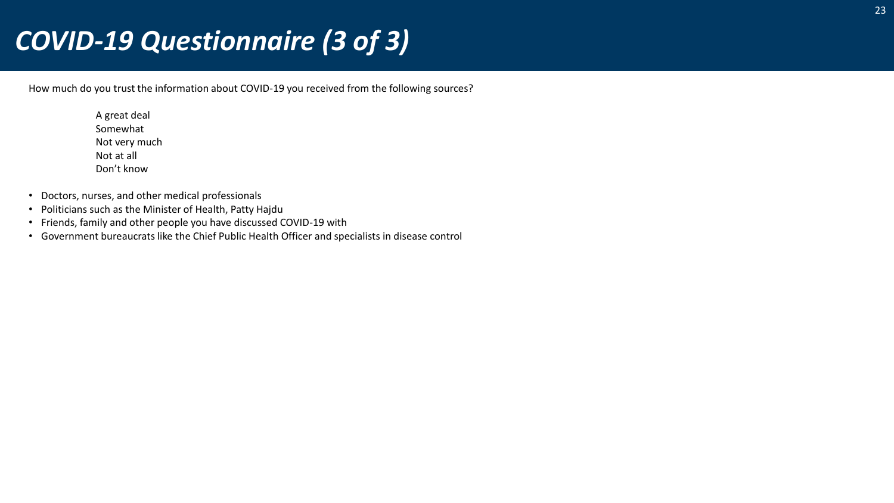# *COVID-19 Questionnaire (3 of 3)*

How much do you trust the information about COVID-19 you received from the following sources?

A great deal
Somewhat
Not very much
Not at all
Don't know

- Doctors, nurses, and other medical professionals
- Politicians such as the Minister of Health, Patty Hajdu
- Friends, family and other people you have discussed COVID-19 with
- Government bureaucrats like the Chief Public Health Officer and specialists in disease control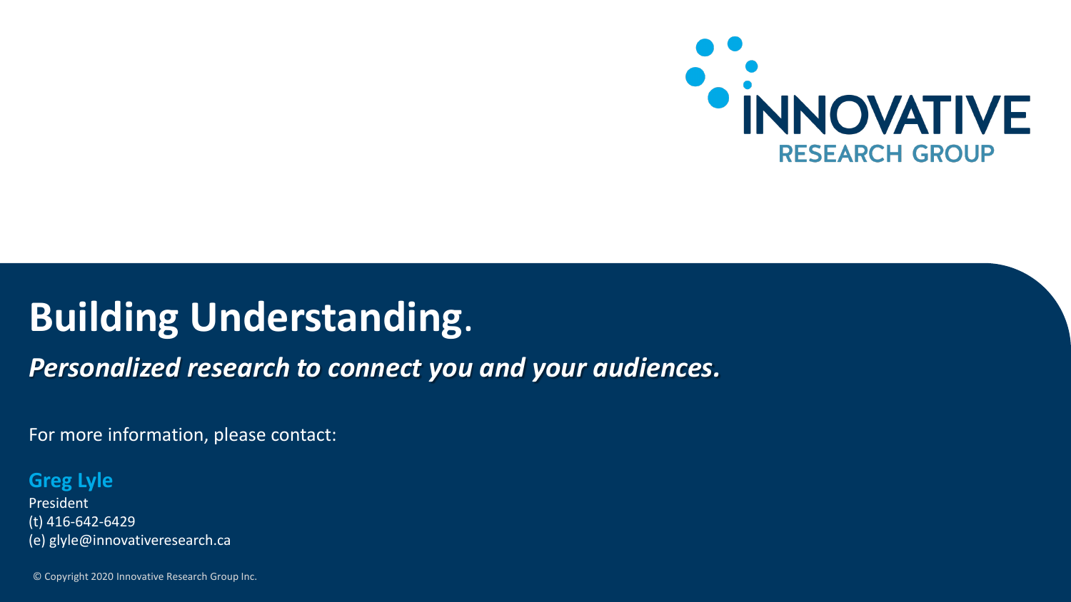INNOVATIVE
RESEARCH GROUP

# Building Understanding.

***Personalized research to connect you and your audiences.***

For more information, please contact:

**Greg Lyle**
President
(t) 416-642-6429
(e) glyle@innovativeresearch.ca

© Copyright 2020 Innovative Research Group Inc.